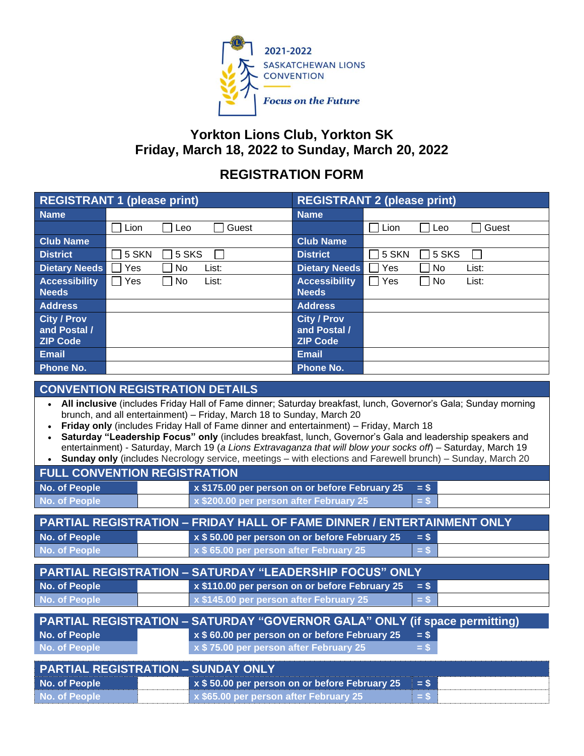2021-2022
SASKATCHEWAN LIONS CONVENTION

*Focus on the Future*

# Yorkton Lions Club, Yorkton SK
# Friday, March 18, 2022 to Sunday, March 20, 2022

## REGISTRATION FORM

| REGISTRANT 1 (please print) | | REGISTRANT 2 (please print) | |
|---|---|---|---|
| **Name** | | **Name** | |
| | ☐ Lion ☐ Leo ☐ Guest | | ☐ Lion ☐ Leo ☐ Guest |
| **Club Name** | | **Club Name** | |
| **District** | ☐ 5 SKN ☐ 5 SKS ☐ | **District** | ☐ 5 SKN ☐ 5 SKS ☐ |
| **Dietary Needs** | ☐ Yes ☐ No List: | **Dietary Needs** | ☐ Yes ☐ No List: |
| **Accessibility Needs** | ☐ Yes ☐ No List: | **Accessibility Needs** | ☐ Yes ☐ No List: |
| **Address** | | **Address** | |
| **City / Prov and Postal / ZIP Code** | | **City / Prov and Postal / ZIP Code** | |
| **Email** | | **Email** | |
| **Phone No.** | | **Phone No.** | |

## CONVENTION REGISTRATION DETAILS

- **All inclusive** (includes Friday Hall of Fame dinner; Saturday breakfast, lunch, Governor's Gala; Sunday morning brunch, and all entertainment) – Friday, March 18 to Sunday, March 20
- **Friday only** (includes Friday Hall of Fame dinner and entertainment) – Friday, March 18
- **Saturday "Leadership Focus" only** (includes breakfast, lunch, Governor's Gala and leadership speakers and entertainment) - Saturday, March 19 (*a Lions Extravaganza that will blow your socks off*) – Saturday, March 19
- **Sunday only** (includes Necrology service, meetings – with elections and Farewell brunch) – Sunday, March 20

### FULL CONVENTION REGISTRATION

| | | | | |
|---|---|---|---|---|
| **No. of People** | | **x $175.00 per person on or before February 25** | **= $** | |
| **No. of People** | | **x $200.00 per person after February 25** | **= $** | |

### PARTIAL REGISTRATION – FRIDAY HALL OF FAME DINNER / ENTERTAINMENT ONLY

| | | | | |
|---|---|---|---|---|
| **No. of People** | | **x $ 50.00 per person on or before February 25** | **= $** | |
| **No. of People** | | **x $ 65.00 per person after February 25** | **= $** | |

### PARTIAL REGISTRATION – SATURDAY "LEADERSHIP FOCUS" ONLY

| | | | | |
|---|---|---|---|---|
| **No. of People** | | **x $110.00 per person on or before February 25** | **= $** | |
| **No. of People** | | **x $145.00 per person after February 25** | **= $** | |

### PARTIAL REGISTRATION – SATURDAY "GOVERNOR GALA" ONLY (if space permitting)

| | | | | |
|---|---|---|---|---|
| **No. of People** | | **x $ 60.00 per person on or before February 25** | **= $** | |
| **No. of People** | | **x $ 75.00 per person after February 25** | **= $** | |

### PARTIAL REGISTRATION – SUNDAY ONLY

| | | | | |
|---|---|---|---|---|
| **No. of People** | | **x $ 50.00 per person on or before February 25** | **= $** | |
| **No. of People** | | **x $65.00 per person after February 25** | **= $** | |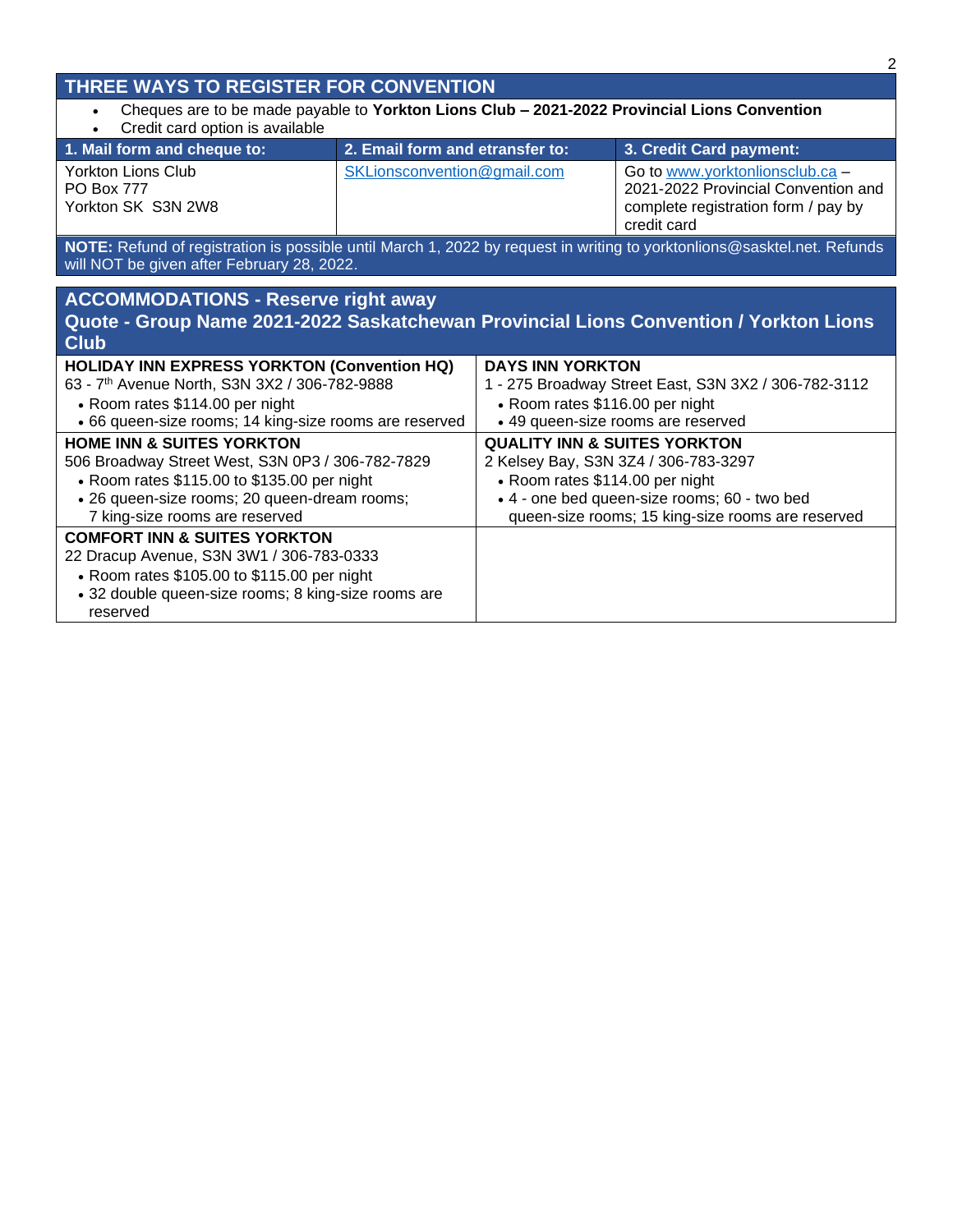## THREE WAYS TO REGISTER FOR CONVENTION

- Cheques are to be made payable to **Yorkton Lions Club – 2021-2022 Provincial Lions Convention**
- Credit card option is available

| 1. Mail form and cheque to: | 2. Email form and etransfer to: | 3. Credit Card payment: |
|---|---|---|
| Yorkton Lions Club<br>PO Box 777<br>Yorkton SK S3N 2W8 | SKLionsconvention@gmail.com | Go to www.yorktonlionsclub.ca – 2021-2022 Provincial Convention and complete registration form / pay by credit card |

**NOTE:** Refund of registration is possible until March 1, 2022 by request in writing to yorktonlions@sasktel.net. Refunds will NOT be given after February 28, 2022.

## ACCOMMODATIONS - Reserve right away
## Quote - Group Name 2021-2022 Saskatchewan Provincial Lions Convention / Yorkton Lions Club

| | |
|---|---|
| **HOLIDAY INN EXPRESS YORKTON (Convention HQ)**<br>63 - 7th Avenue North, S3N 3X2 / 306-782-9888<br>• Room rates $114.00 per night<br>• 66 queen-size rooms; 14 king-size rooms are reserved | **DAYS INN YORKTON**<br>1 - 275 Broadway Street East, S3N 3X2 / 306-782-3112<br>• Room rates $116.00 per night<br>• 49 queen-size rooms are reserved |
| **HOME INN & SUITES YORKTON**<br>506 Broadway Street West, S3N 0P3 / 306-782-7829<br>• Room rates $115.00 to $135.00 per night<br>• 26 queen-size rooms; 20 queen-dream rooms; 7 king-size rooms are reserved | **QUALITY INN & SUITES YORKTON**<br>2 Kelsey Bay, S3N 3Z4 / 306-783-3297<br>• Room rates $114.00 per night<br>• 4 - one bed queen-size rooms; 60 - two bed queen-size rooms; 15 king-size rooms are reserved |
| **COMFORT INN & SUITES YORKTON**<br>22 Dracup Avenue, S3N 3W1 / 306-783-0333<br>• Room rates $105.00 to $115.00 per night<br>• 32 double queen-size rooms; 8 king-size rooms are reserved | |